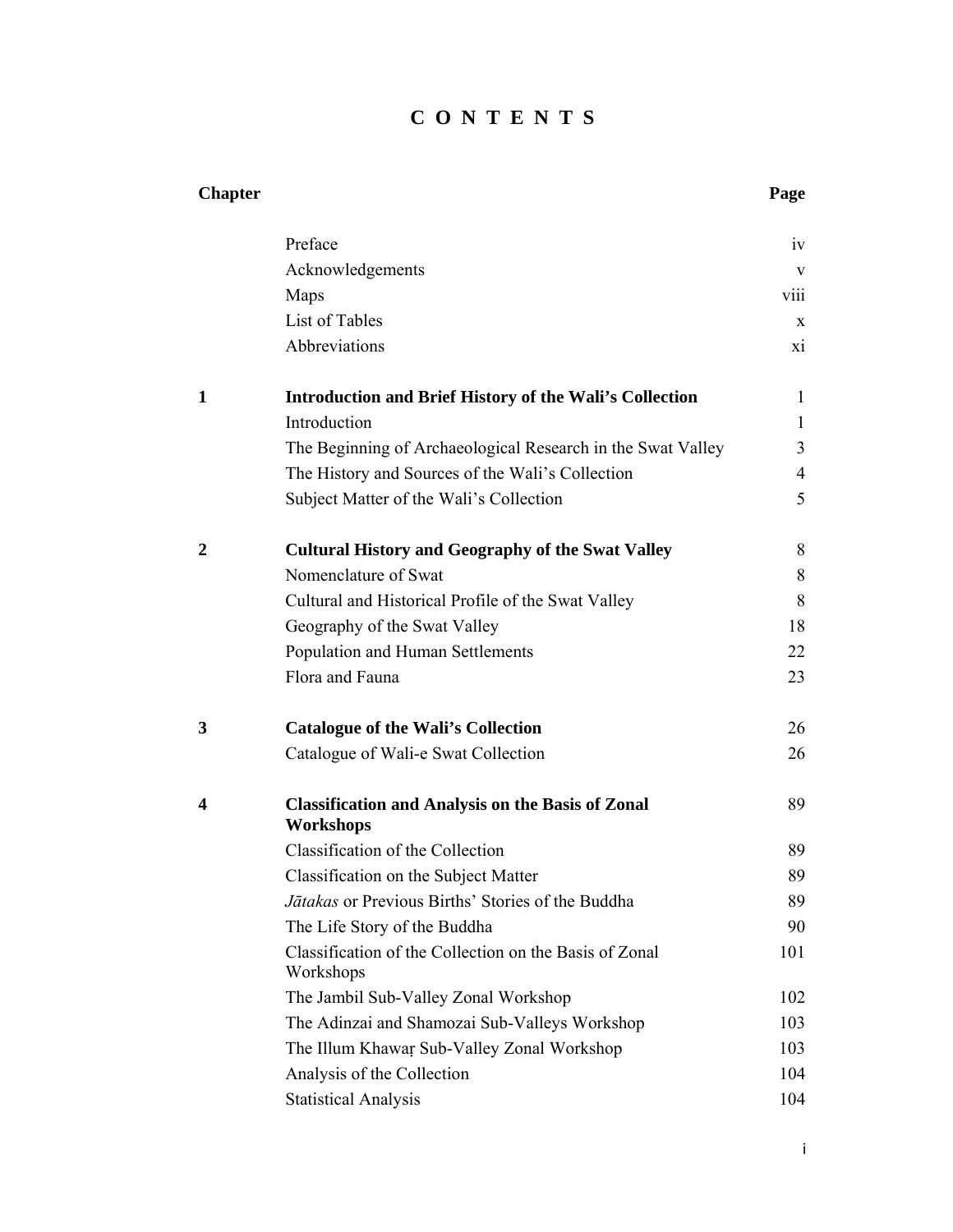# C O N T E N T S

| Chapter | | Page |
|---|---|---|
| | Preface | iv |
| | Acknowledgements | v |
| | Maps | viii |
| | List of Tables | x |
| | Abbreviations | xi |
| **1** | **Introduction and Brief History of the Wali's Collection** | 1 |
| | Introduction | 1 |
| | The Beginning of Archaeological Research in the Swat Valley | 3 |
| | The History and Sources of the Wali's Collection | 4 |
| | Subject Matter of the Wali's Collection | 5 |
| **2** | **Cultural History and Geography of the Swat Valley** | 8 |
| | Nomenclature of Swat | 8 |
| | Cultural and Historical Profile of the Swat Valley | 8 |
| | Geography of the Swat Valley | 18 |
| | Population and Human Settlements | 22 |
| | Flora and Fauna | 23 |
| **3** | **Catalogue of the Wali's Collection** | 26 |
| | Catalogue of Wali-e Swat Collection | 26 |
| **4** | **Classification and Analysis on the Basis of Zonal Workshops** | 89 |
| | Classification of the Collection | 89 |
| | Classification on the Subject Matter | 89 |
| | *Jātakas* or Previous Births' Stories of the Buddha | 89 |
| | The Life Story of the Buddha | 90 |
| | Classification of the Collection on the Basis of Zonal Workshops | 101 |
| | The Jambil Sub-Valley Zonal Workshop | 102 |
| | The Adinzai and Shamozai Sub-Valleys Workshop | 103 |
| | The Illum Khawaṛ Sub-Valley Zonal Workshop | 103 |
| | Analysis of the Collection | 104 |
| | Statistical Analysis | 104 |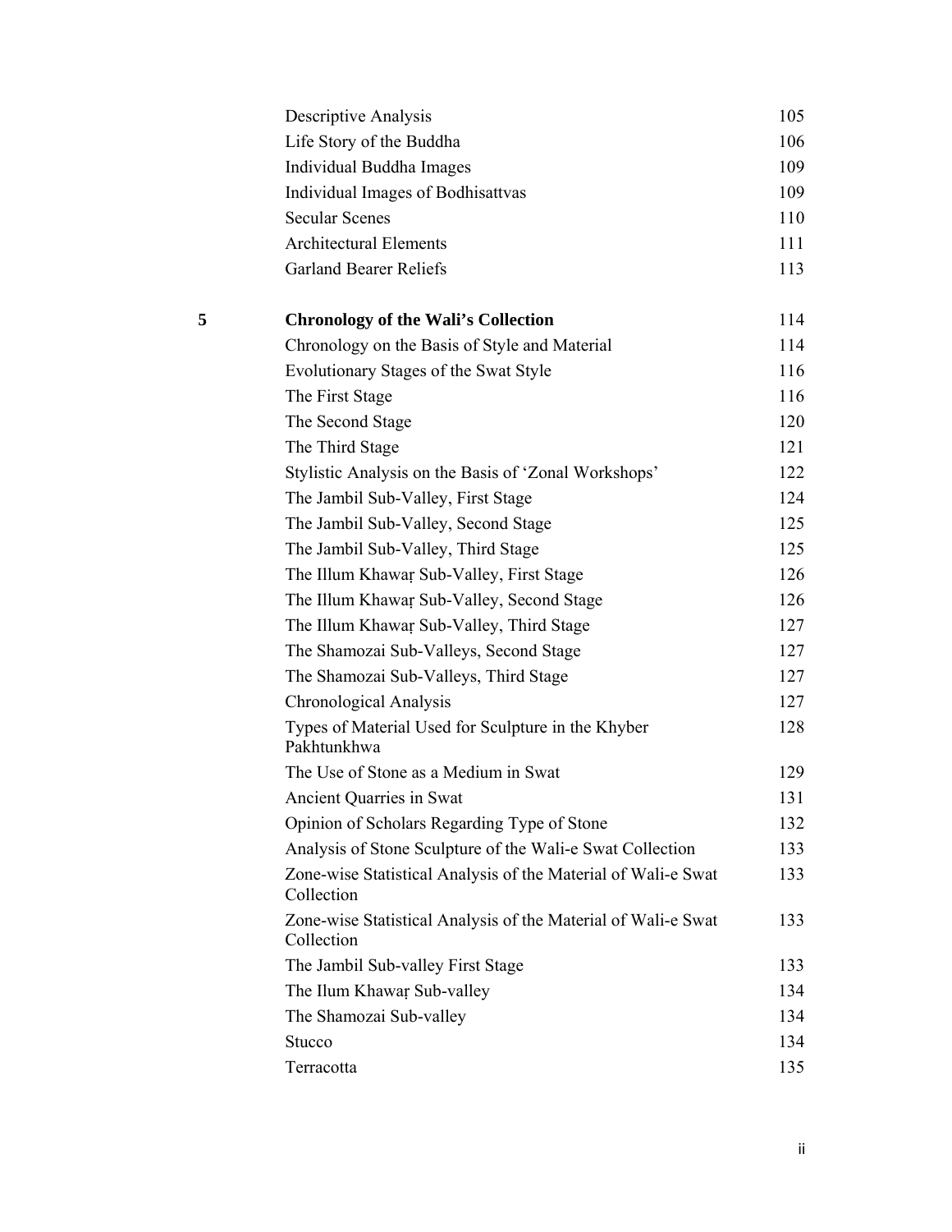| | | |
|---|---|---|
| | Descriptive Analysis | 105 |
| | Life Story of the Buddha | 106 |
| | Individual Buddha Images | 109 |
| | Individual Images of Bodhisattvas | 109 |
| | Secular Scenes | 110 |
| | Architectural Elements | 111 |
| | Garland Bearer Reliefs | 113 |
| **5** | **Chronology of the Wali's Collection** | 114 |
| | Chronology on the Basis of Style and Material | 114 |
| | Evolutionary Stages of the Swat Style | 116 |
| | The First Stage | 116 |
| | The Second Stage | 120 |
| | The Third Stage | 121 |
| | Stylistic Analysis on the Basis of 'Zonal Workshops' | 122 |
| | The Jambil Sub-Valley, First Stage | 124 |
| | The Jambil Sub-Valley, Second Stage | 125 |
| | The Jambil Sub-Valley, Third Stage | 125 |
| | The Illum Khawaṛ Sub-Valley, First Stage | 126 |
| | The Illum Khawaṛ Sub-Valley, Second Stage | 126 |
| | The Illum Khawaṛ Sub-Valley, Third Stage | 127 |
| | The Shamozai Sub-Valleys, Second Stage | 127 |
| | The Shamozai Sub-Valleys, Third Stage | 127 |
| | Chronological Analysis | 127 |
| | Types of Material Used for Sculpture in the Khyber Pakhtunkhwa | 128 |
| | The Use of Stone as a Medium in Swat | 129 |
| | Ancient Quarries in Swat | 131 |
| | Opinion of Scholars Regarding Type of Stone | 132 |
| | Analysis of Stone Sculpture of the Wali-e Swat Collection | 133 |
| | Zone-wise Statistical Analysis of the Material of Wali-e Swat Collection | 133 |
| | Zone-wise Statistical Analysis of the Material of Wali-e Swat Collection | 133 |
| | The Jambil Sub-valley First Stage | 133 |
| | The Ilum Khawaṛ Sub-valley | 134 |
| | The Shamozai Sub-valley | 134 |
| | Stucco | 134 |
| | Terracotta | 135 |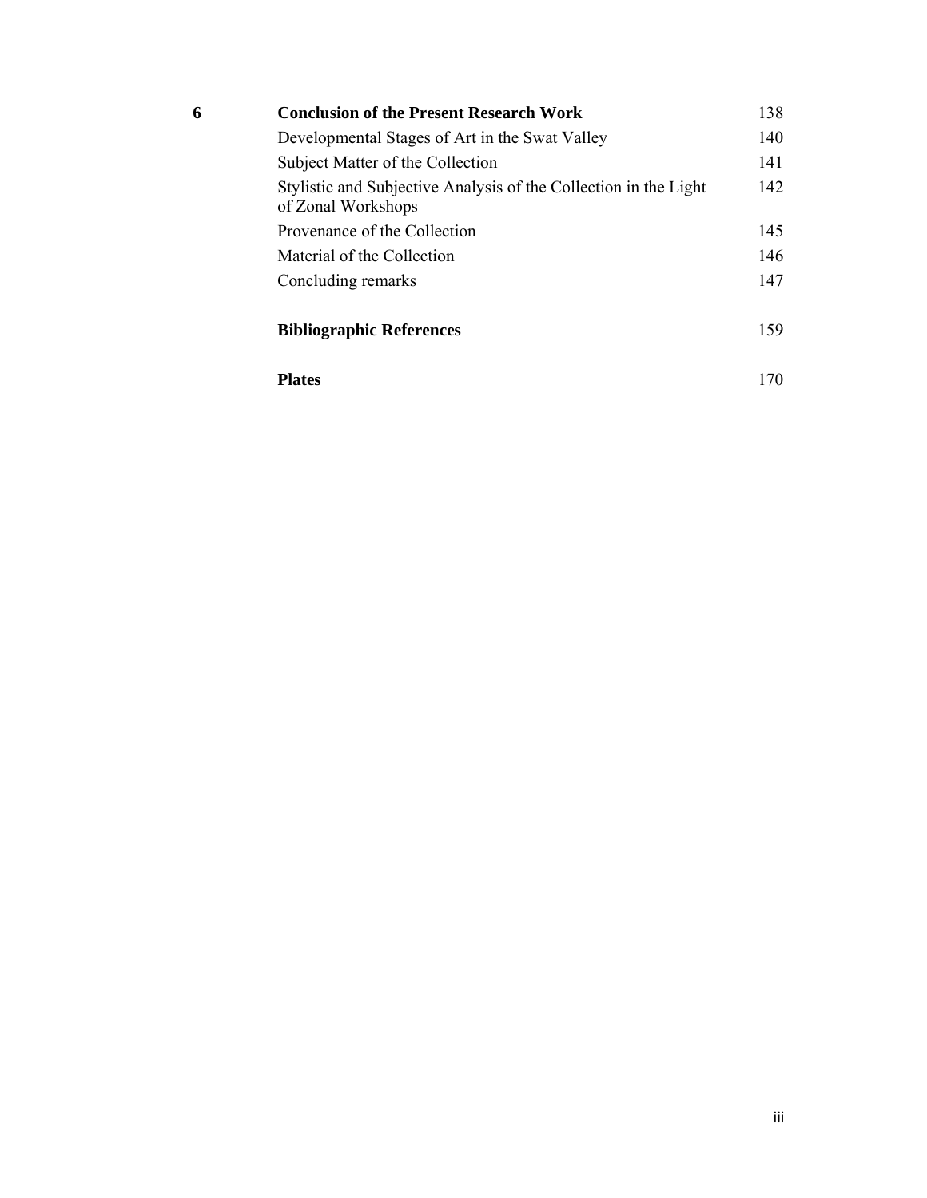| | | |
|---|---|---|
| **6** | **Conclusion of the Present Research Work** | 138 |
| | Developmental Stages of Art in the Swat Valley | 140 |
| | Subject Matter of the Collection | 141 |
| | Stylistic and Subjective Analysis of the Collection in the Light of Zonal Workshops | 142 |
| | Provenance of the Collection | 145 |
| | Material of the Collection | 146 |
| | Concluding remarks | 147 |
| | **Bibliographic References** | 159 |
| | **Plates** | 170 |